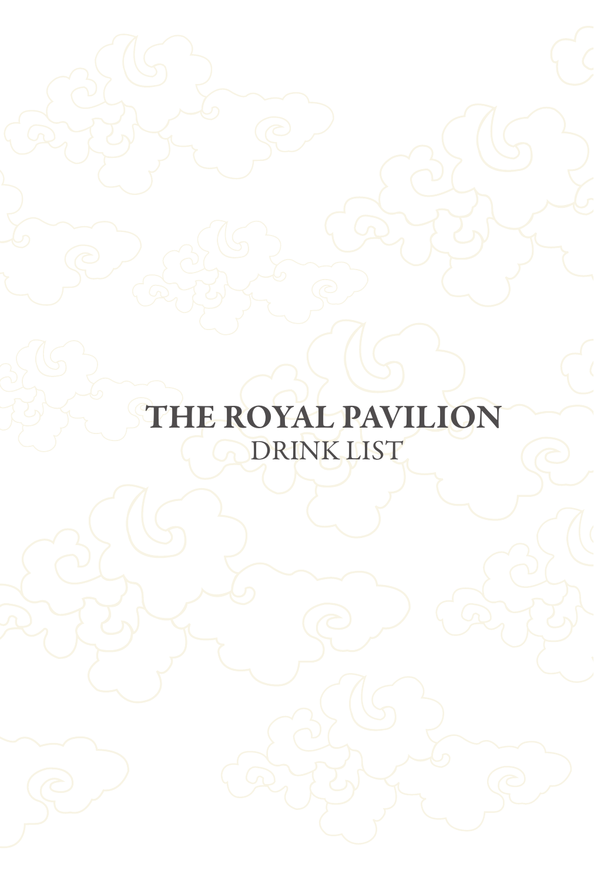# THE ROYAL PAVILION

DRINK LIST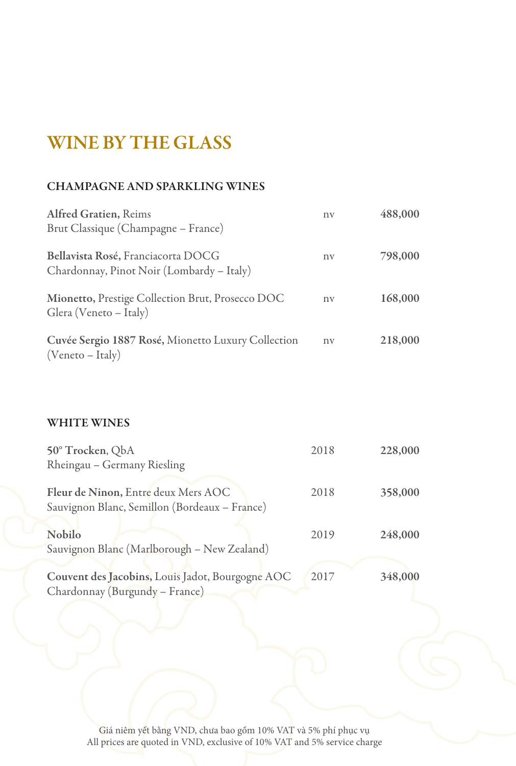# WINE BY THE GLASS

## CHAMPAGNE AND SPARKLING WINES

| | | |
|---|---|---|
| **Alfred Gratien,** Reims<br>Brut Classique (Champagne – France) | nv | **488,000** |
| **Bellavista Rosé,** Franciacorta DOCG<br>Chardonnay, Pinot Noir (Lombardy – Italy) | nv | **798,000** |
| **Mionetto,** Prestige Collection Brut, Prosecco DOC<br>Glera (Veneto – Italy) | nv | **168,000** |
| **Cuvée Sergio 1887 Rosé,** Mionetto Luxury Collection<br>(Veneto – Italy) | nv | **218,000** |

## WHITE WINES

| | | |
|---|---|---|
| **50° Trocken**, QbA<br>Rheingau – Germany Riesling | 2018 | **228,000** |
| **Fleur de Ninon,** Entre deux Mers AOC<br>Sauvignon Blanc, Semillon (Bordeaux – France) | 2018 | **358,000** |
| **Nobilo**<br>Sauvignon Blanc (Marlborough – New Zealand) | 2019 | **248,000** |
| **Couvent des Jacobins,** Louis Jadot, Bourgogne AOC<br>Chardonnay (Burgundy – France) | 2017 | **348,000** |

Giá niêm yết bằng VND, chưa bao gồm 10% VAT và 5% phí phục vụ
All prices are quoted in VND, exclusive of 10% VAT and 5% service charge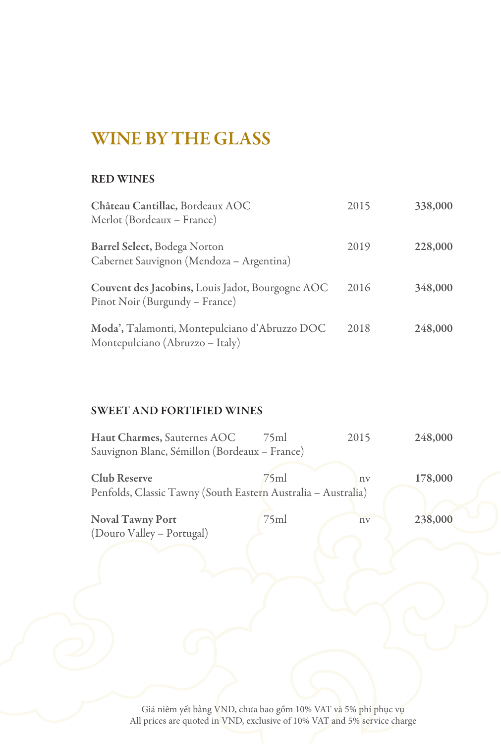# WINE BY THE GLASS

## RED WINES

| | | |
|---|---|---|
| **Château Cantillac,** Bordeaux AOC<br>Merlot (Bordeaux – France) | 2015 | **338,000** |
| **Barrel Select,** Bodega Norton<br>Cabernet Sauvignon (Mendoza – Argentina) | 2019 | **228,000** |
| **Couvent des Jacobins,** Louis Jadot, Bourgogne AOC<br>Pinot Noir (Burgundy – France) | 2016 | **348,000** |
| **Moda',** Talamonti, Montepulciano d'Abruzzo DOC<br>Montepulciano (Abruzzo – Italy) | 2018 | **248,000** |

## SWEET AND FORTIFIED WINES

| | | | |
|---|---|---|---|
| **Haut Charmes,** Sauternes AOC<br>Sauvignon Blanc, Sémillon (Bordeaux – France) | 75ml | 2015 | **248,000** |
| **Club Reserve**<br>Penfolds, Classic Tawny (South Eastern Australia – Australia) | 75ml | nv | **178,000** |
| **Noval Tawny Port**<br>(Douro Valley – Portugal) | 75ml | nv | **238,000** |

Giá niêm yết bằng VND, chưa bao gồm 10% VAT và 5% phí phục vụ
All prices are quoted in VND, exclusive of 10% VAT and 5% service charge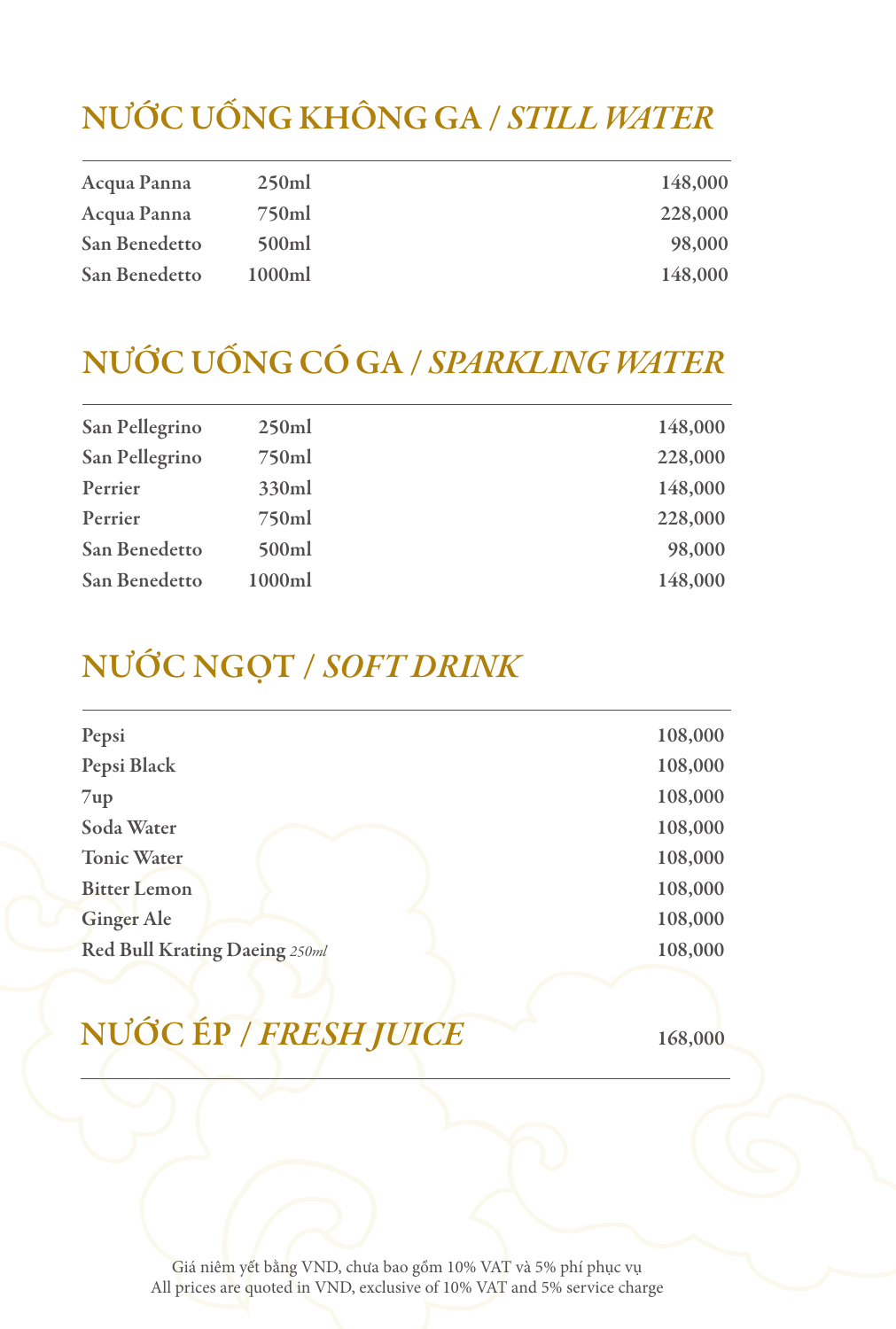## NƯỚC UỐNG KHÔNG GA / *STILL WATER*

| | | |
|---|---|---|
| **Acqua Panna** | **250ml** | **148,000** |
| **Acqua Panna** | **750ml** | **228,000** |
| **San Benedetto** | **500ml** | **98,000** |
| **San Benedetto** | **1000ml** | **148,000** |

## NƯỚC UỐNG CÓ GA / *SPARKLING WATER*

| | | |
|---|---|---|
| **San Pellegrino** | **250ml** | **148,000** |
| **San Pellegrino** | **750ml** | **228,000** |
| **Perrier** | **330ml** | **148,000** |
| **Perrier** | **750ml** | **228,000** |
| **San Benedetto** | **500ml** | **98,000** |
| **San Benedetto** | **1000ml** | **148,000** |

## NƯỚC NGỌT / *SOFT DRINK*

| | |
|---|---|
| **Pepsi** | **108,000** |
| **Pepsi Black** | **108,000** |
| **7up** | **108,000** |
| **Soda Water** | **108,000** |
| **Tonic Water** | **108,000** |
| **Bitter Lemon** | **108,000** |
| **Ginger Ale** | **108,000** |
| **Red Bull Krating Daeing** *250ml* | **108,000** |

## NƯỚC ÉP / *FRESH JUICE* **168,000**

Giá niêm yết bằng VND, chưa bao gồm 10% VAT và 5% phí phục vụ
All prices are quoted in VND, exclusive of 10% VAT and 5% service charge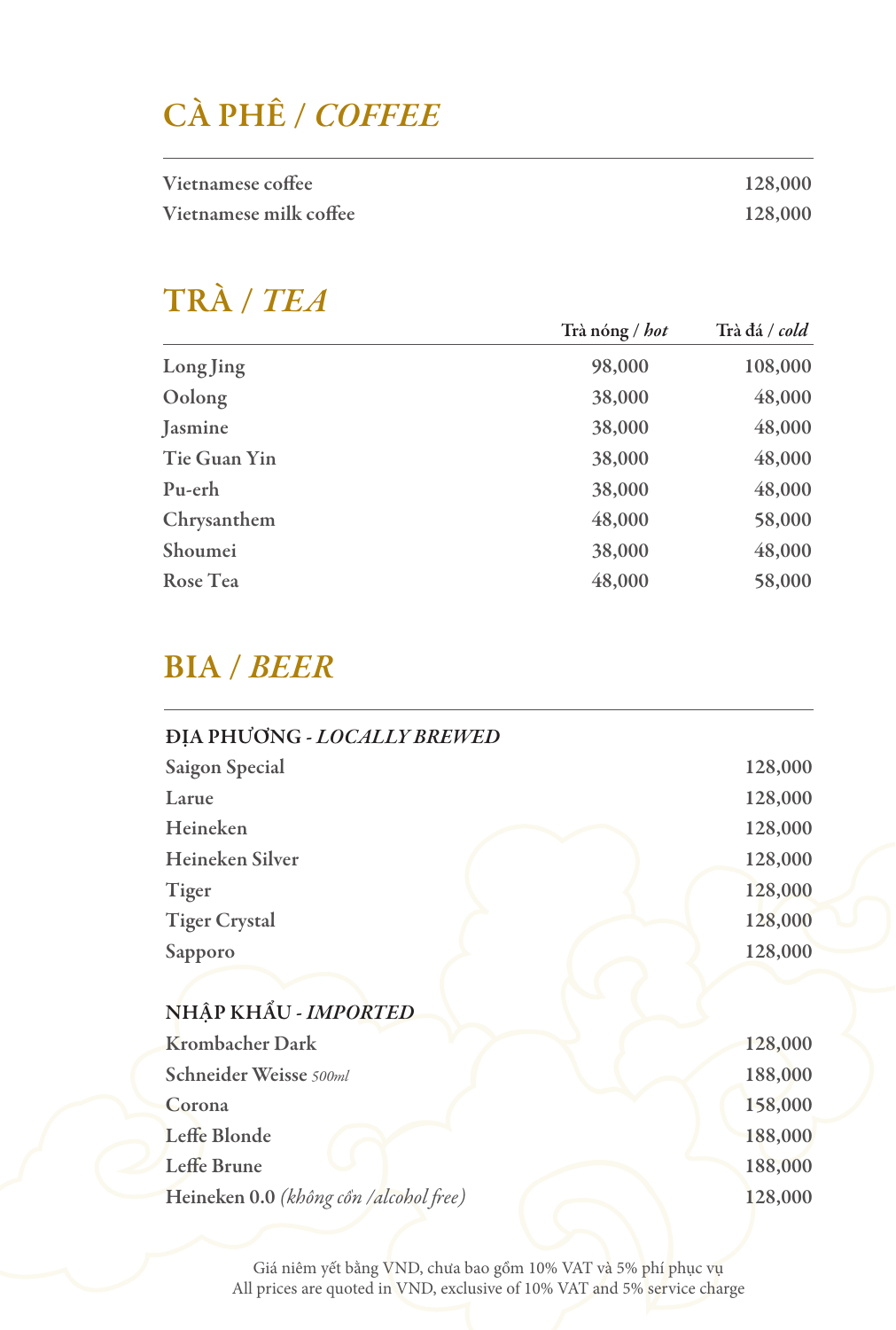# CÀ PHÊ / *COFFEE*

| | |
|---|---|
| Vietnamese coffee | 128,000 |
| Vietnamese milk coffee | 128,000 |

# TRÀ / *TEA*

| | Trà nóng / *hot* | Trà đá / *cold* |
|---|---|---|
| Long Jing | 98,000 | 108,000 |
| Oolong | 38,000 | 48,000 |
| Jasmine | 38,000 | 48,000 |
| Tie Guan Yin | 38,000 | 48,000 |
| Pu-erh | 38,000 | 48,000 |
| Chrysanthem | 48,000 | 58,000 |
| Shoumei | 38,000 | 48,000 |
| Rose Tea | 48,000 | 58,000 |

# BIA / *BEER*

## ĐỊA PHƯƠNG - *LOCALLY BREWED*

| | |
|---|---|
| Saigon Special | 128,000 |
| Larue | 128,000 |
| Heineken | 128,000 |
| Heineken Silver | 128,000 |
| Tiger | 128,000 |
| Tiger Crystal | 128,000 |
| Sapporo | 128,000 |

## NHẬP KHẨU - *IMPORTED*

| | |
|---|---|
| Krombacher Dark | 128,000 |
| Schneider Weisse *500ml* | 188,000 |
| Corona | 158,000 |
| Leffe Blonde | 188,000 |
| Leffe Brune | 188,000 |
| Heineken 0.0 *(không cồn /alcohol free)* | 128,000 |

Giá niêm yết bằng VND, chưa bao gồm 10% VAT và 5% phí phục vụ
All prices are quoted in VND, exclusive of 10% VAT and 5% service charge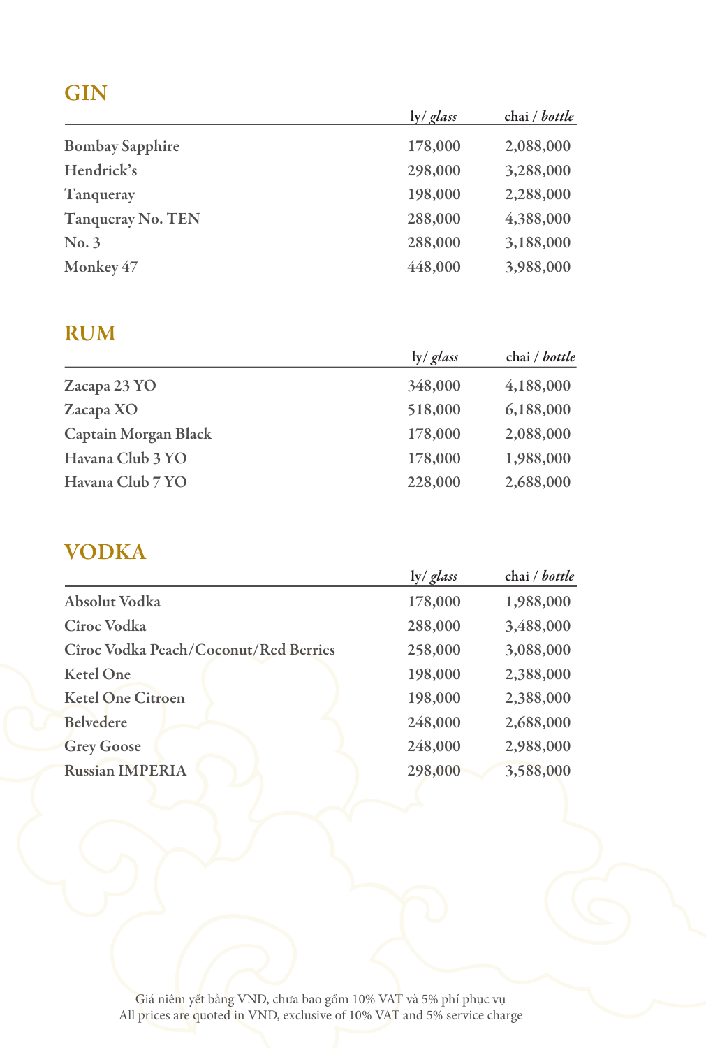## GIN

| | ly/ *glass* | chai / *bottle* |
|---|---|---|
| Bombay Sapphire | 178,000 | 2,088,000 |
| Hendrick's | 298,000 | 3,288,000 |
| Tanqueray | 198,000 | 2,288,000 |
| Tanqueray No. TEN | 288,000 | 4,388,000 |
| No. 3 | 288,000 | 3,188,000 |
| Monkey 47 | 448,000 | 3,988,000 |

## RUM

| | ly/ *glass* | chai / *bottle* |
|---|---|---|
| Zacapa 23 YO | 348,000 | 4,188,000 |
| Zacapa XO | 518,000 | 6,188,000 |
| Captain Morgan Black | 178,000 | 2,088,000 |
| Havana Club 3 YO | 178,000 | 1,988,000 |
| Havana Club 7 YO | 228,000 | 2,688,000 |

## VODKA

| | ly/ *glass* | chai / *bottle* |
|---|---|---|
| Absolut Vodka | 178,000 | 1,988,000 |
| Cîroc Vodka | 288,000 | 3,488,000 |
| Cîroc Vodka Peach/Coconut/Red Berries | 258,000 | 3,088,000 |
| Ketel One | 198,000 | 2,388,000 |
| Ketel One Citroen | 198,000 | 2,388,000 |
| Belvedere | 248,000 | 2,688,000 |
| Grey Goose | 248,000 | 2,988,000 |
| Russian IMPERIA | 298,000 | 3,588,000 |

Giá niêm yết bằng VND, chưa bao gồm 10% VAT và 5% phí phục vụ
All prices are quoted in VND, exclusive of 10% VAT and 5% service charge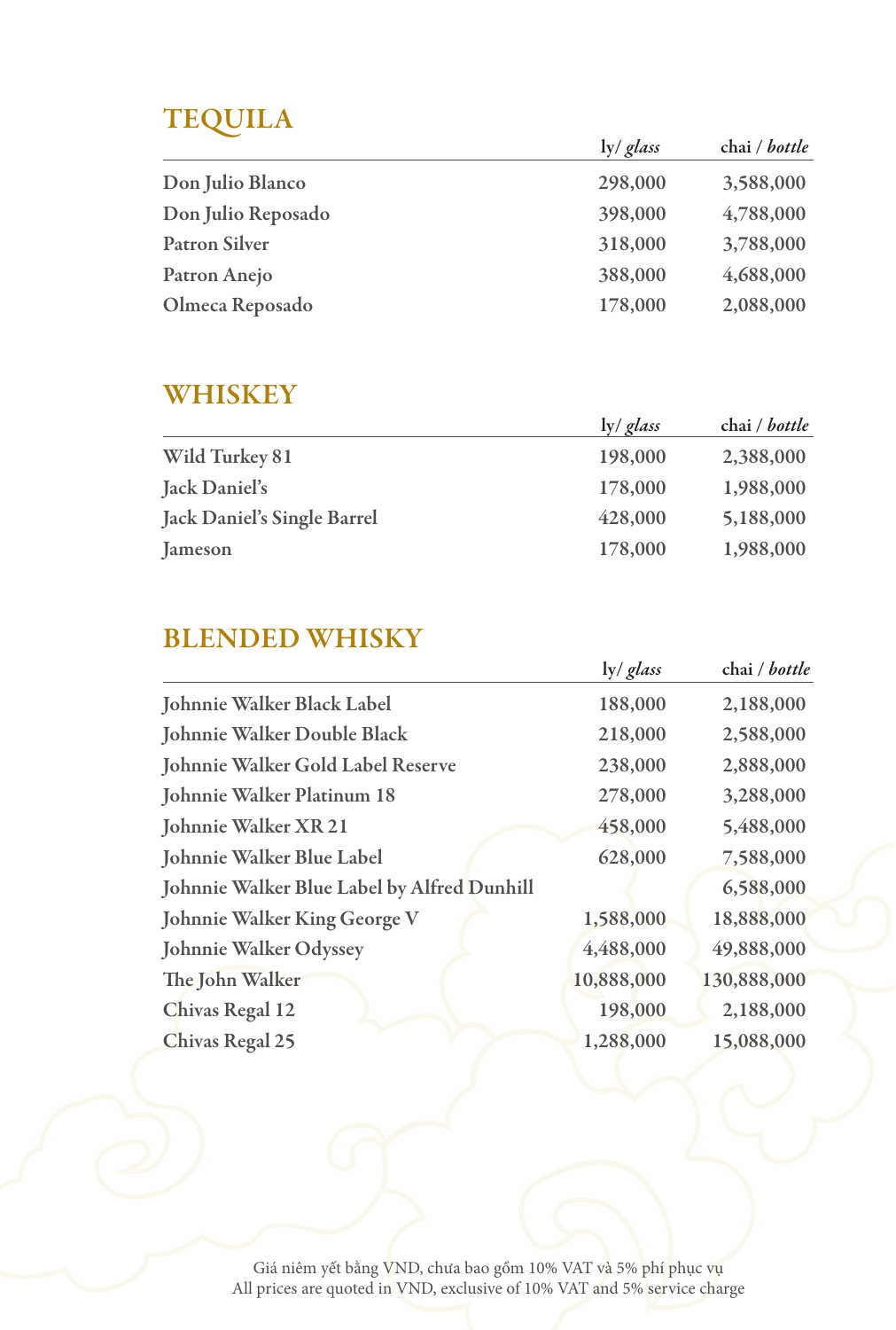## TEQUILA

| | ly/ *glass* | chai / *bottle* |
|---|---|---|
| Don Julio Blanco | 298,000 | 3,588,000 |
| Don Julio Reposado | 398,000 | 4,788,000 |
| Patron Silver | 318,000 | 3,788,000 |
| Patron Anejo | 388,000 | 4,688,000 |
| Olmeca Reposado | 178,000 | 2,088,000 |

## WHISKEY

| | ly/ *glass* | chai / *bottle* |
|---|---|---|
| Wild Turkey 81 | 198,000 | 2,388,000 |
| Jack Daniel's | 178,000 | 1,988,000 |
| Jack Daniel's Single Barrel | 428,000 | 5,188,000 |
| Jameson | 178,000 | 1,988,000 |

## BLENDED WHISKY

| | ly/ *glass* | chai / *bottle* |
|---|---|---|
| Johnnie Walker Black Label | 188,000 | 2,188,000 |
| Johnnie Walker Double Black | 218,000 | 2,588,000 |
| Johnnie Walker Gold Label Reserve | 238,000 | 2,888,000 |
| Johnnie Walker Platinum 18 | 278,000 | 3,288,000 |
| Johnnie Walker XR 21 | 458,000 | 5,488,000 |
| Johnnie Walker Blue Label | 628,000 | 7,588,000 |
| Johnnie Walker Blue Label by Alfred Dunhill | | 6,588,000 |
| Johnnie Walker King George V | 1,588,000 | 18,888,000 |
| Johnnie Walker Odyssey | 4,488,000 | 49,888,000 |
| The John Walker | 10,888,000 | 130,888,000 |
| Chivas Regal 12 | 198,000 | 2,188,000 |
| Chivas Regal 25 | 1,288,000 | 15,088,000 |

Giá niêm yết bằng VND, chưa bao gồm 10% VAT và 5% phí phục vụ
All prices are quoted in VND, exclusive of 10% VAT and 5% service charge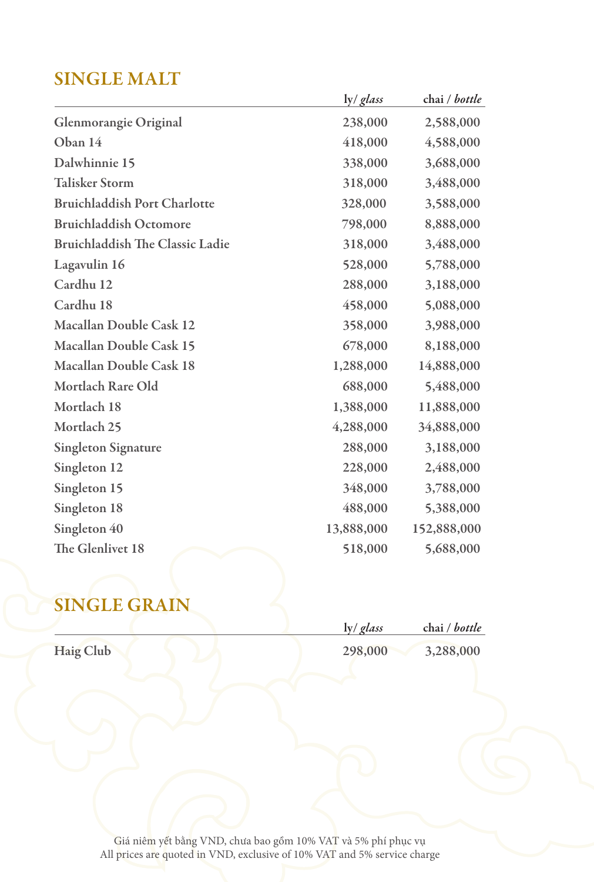## SINGLE MALT

| | ly/ *glass* | chai / *bottle* |
|---|---|---|
| **Glenmorangie Original** | **238,000** | **2,588,000** |
| **Oban 14** | **418,000** | **4,588,000** |
| **Dalwhinnie 15** | **338,000** | **3,688,000** |
| **Talisker Storm** | **318,000** | **3,488,000** |
| **Bruichladdish Port Charlotte** | **328,000** | **3,588,000** |
| **Bruichladdish Octomore** | **798,000** | **8,888,000** |
| **Bruichladdish The Classic Ladie** | **318,000** | **3,488,000** |
| **Lagavulin 16** | **528,000** | **5,788,000** |
| **Cardhu 12** | **288,000** | **3,188,000** |
| **Cardhu 18** | **458,000** | **5,088,000** |
| **Macallan Double Cask 12** | **358,000** | **3,988,000** |
| **Macallan Double Cask 15** | **678,000** | **8,188,000** |
| **Macallan Double Cask 18** | **1,288,000** | **14,888,000** |
| **Mortlach Rare Old** | **688,000** | **5,488,000** |
| **Mortlach 18** | **1,388,000** | **11,888,000** |
| **Mortlach 25** | **4,288,000** | **34,888,000** |
| **Singleton Signature** | **288,000** | **3,188,000** |
| **Singleton 12** | **228,000** | **2,488,000** |
| **Singleton 15** | **348,000** | **3,788,000** |
| **Singleton 18** | **488,000** | **5,388,000** |
| **Singleton 40** | **13,888,000** | **152,888,000** |
| **The Glenlivet 18** | **518,000** | **5,688,000** |

## SINGLE GRAIN

| | ly/ *glass* | chai / *bottle* |
|---|---|---|
| **Haig Club** | **298,000** | **3,288,000** |

Giá niêm yết bằng VND, chưa bao gồm 10% VAT và 5% phí phục vụ
All prices are quoted in VND, exclusive of 10% VAT and 5% service charge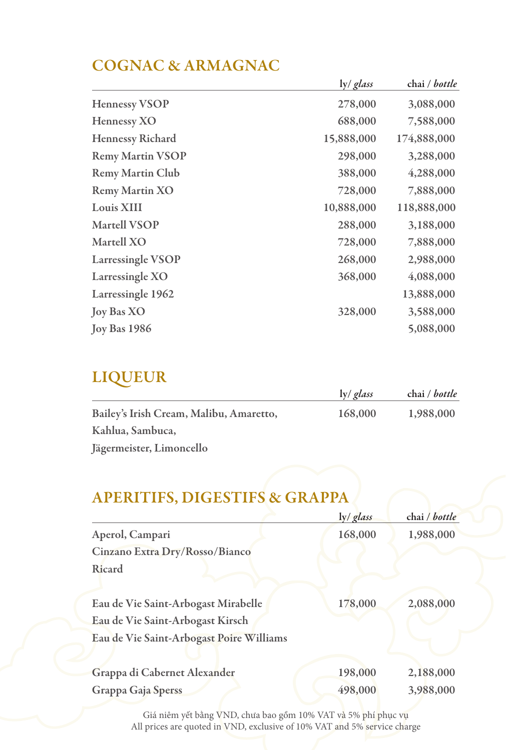## COGNAC & ARMAGNAC

| | ly/ *glass* | chai / *bottle* |
|---|---|---|
| Hennessy VSOP | 278,000 | 3,088,000 |
| Hennessy XO | 688,000 | 7,588,000 |
| Hennessy Richard | 15,888,000 | 174,888,000 |
| Remy Martin VSOP | 298,000 | 3,288,000 |
| Remy Martin Club | 388,000 | 4,288,000 |
| Remy Martin XO | 728,000 | 7,888,000 |
| Louis XIII | 10,888,000 | 118,888,000 |
| Martell VSOP | 288,000 | 3,188,000 |
| Martell XO | 728,000 | 7,888,000 |
| Larressingle VSOP | 268,000 | 2,988,000 |
| Larressingle XO | 368,000 | 4,088,000 |
| Larressingle 1962 | | 13,888,000 |
| Joy Bas XO | 328,000 | 3,588,000 |
| Joy Bas 1986 | | 5,088,000 |

## LIQUEUR

| | ly/ *glass* | chai / *bottle* |
|---|---|---|
| Bailey's Irish Cream, Malibu, Amaretto, Kahlua, Sambuca, Jägermeister, Limoncello | 168,000 | 1,988,000 |

## APERITIFS, DIGESTIFS & GRAPPA

| | ly/ *glass* | chai / *bottle* |
|---|---|---|
| Aperol, Campari, Cinzano Extra Dry/Rosso/Bianco, Ricard | 168,000 | 1,988,000 |
| Eau de Vie Saint-Arbogast Mirabelle, Eau de Vie Saint-Arbogast Kirsch, Eau de Vie Saint-Arbogast Poire Williams | 178,000 | 2,088,000 |
| Grappa di Cabernet Alexander | 198,000 | 2,188,000 |
| Grappa Gaja Sperss | 498,000 | 3,988,000 |

Giá niêm yết bằng VND, chưa bao gồm 10% VAT và 5% phí phục vụ
All prices are quoted in VND, exclusive of 10% VAT and 5% service charge